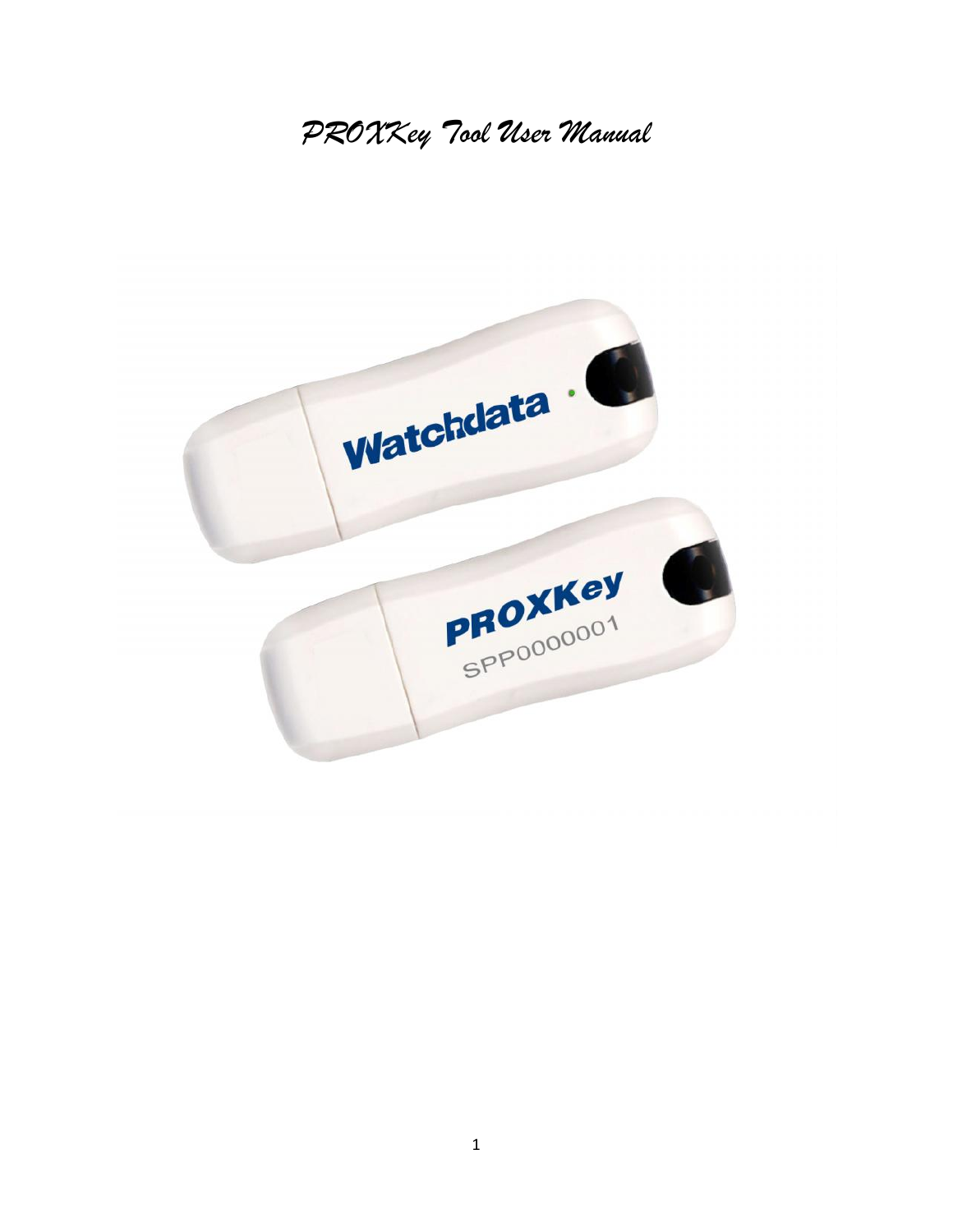# *PROXKey Tool User Manual*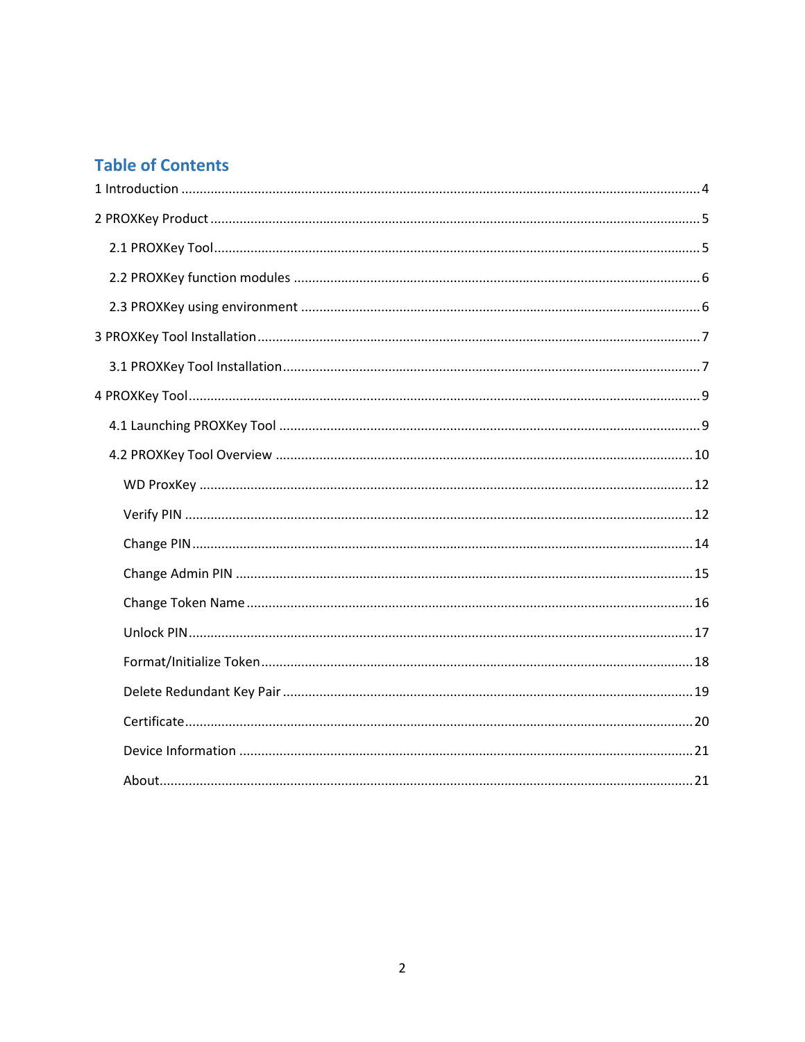## Table of Contents

1 Introduction .......................................................... 4

2 PROXKey Product .......................................................... 5

- 2.1 PROXKey Tool .......................................................... 5
- 2.2 PROXKey function modules .......................................................... 6
- 2.3 PROXKey using environment .......................................................... 6

3 PROXKey Tool Installation .......................................................... 7

- 3.1 PROXKey Tool Installation .......................................................... 7

4 PROXKey Tool .......................................................... 9

- 4.1 Launching PROXKey Tool .......................................................... 9
- 4.2 PROXKey Tool Overview .......................................................... 10
  - WD ProxKey .......................................................... 12
  - Verify PIN .......................................................... 12
  - Change PIN .......................................................... 14
  - Change Admin PIN .......................................................... 15
  - Change Token Name .......................................................... 16
  - Unlock PIN .......................................................... 17
  - Format/Initialize Token .......................................................... 18
  - Delete Redundant Key Pair .......................................................... 19
  - Certificate .......................................................... 20
  - Device Information .......................................................... 21
  - About .......................................................... 21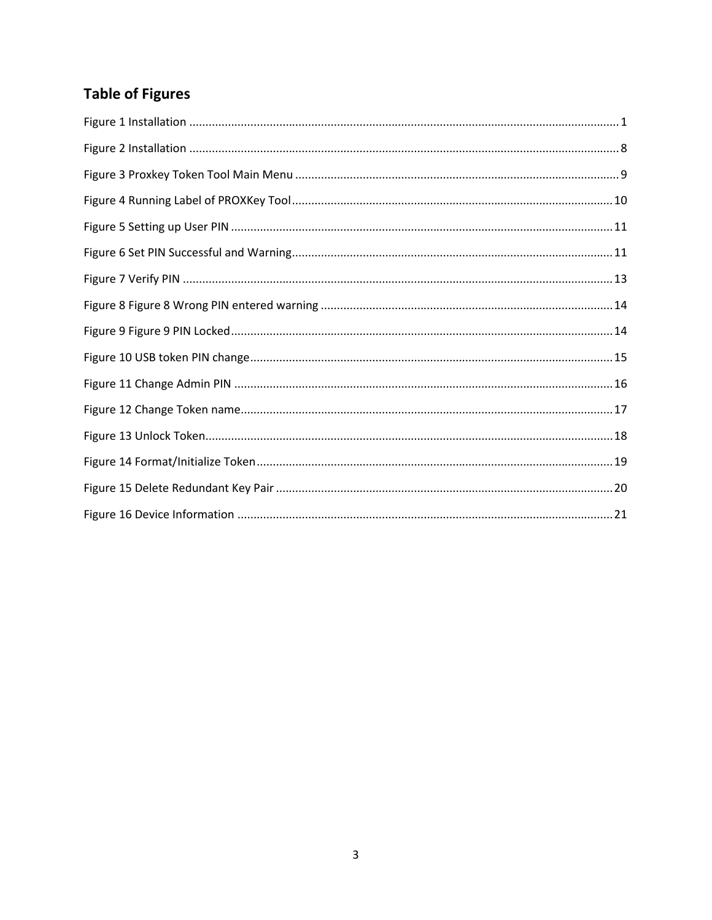## Table of Figures

Figure 1 Installation ........................................................................................................................................ 1

Figure 2 Installation ........................................................................................................................................ 8

Figure 3 Proxkey Token Tool Main Menu ..................................................................................................... 9

Figure 4 Running Label of PROXKey Tool .................................................................................................... 10

Figure 5 Setting up User PIN ........................................................................................................................ 11

Figure 6 Set PIN Successful and Warning..................................................................................................... 11

Figure 7 Verify PIN ....................................................................................................................................... 13

Figure 8 Figure 8 Wrong PIN entered warning ............................................................................................ 14

Figure 9 Figure 9 PIN Locked........................................................................................................................ 14

Figure 10 USB token PIN change.................................................................................................................. 15

Figure 11 Change Admin PIN ....................................................................................................................... 16

Figure 12 Change Token name..................................................................................................................... 17

Figure 13 Unlock Token................................................................................................................................ 18

Figure 14 Format/Initialize Token ................................................................................................................ 19

Figure 15 Delete Redundant Key Pair .......................................................................................................... 20

Figure 16 Device Information ...................................................................................................................... 21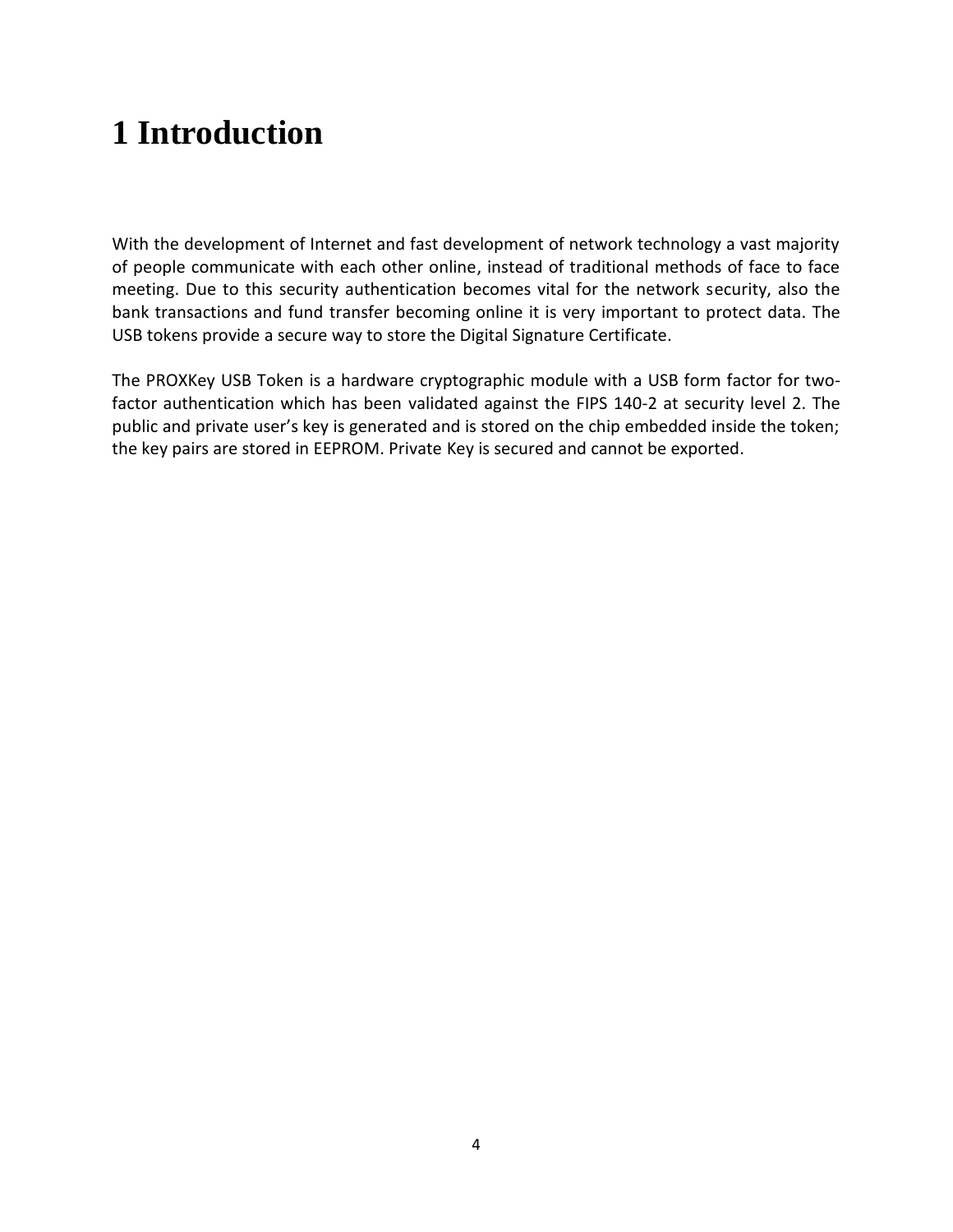# 1 Introduction

With the development of Internet and fast development of network technology a vast majority of people communicate with each other online, instead of traditional methods of face to face meeting. Due to this security authentication becomes vital for the network security, also the bank transactions and fund transfer becoming online it is very important to protect data. The USB tokens provide a secure way to store the Digital Signature Certificate.

The PROXKey USB Token is a hardware cryptographic module with a USB form factor for two-factor authentication which has been validated against the FIPS 140-2 at security level 2. The public and private user's key is generated and is stored on the chip embedded inside the token; the key pairs are stored in EEPROM. Private Key is secured and cannot be exported.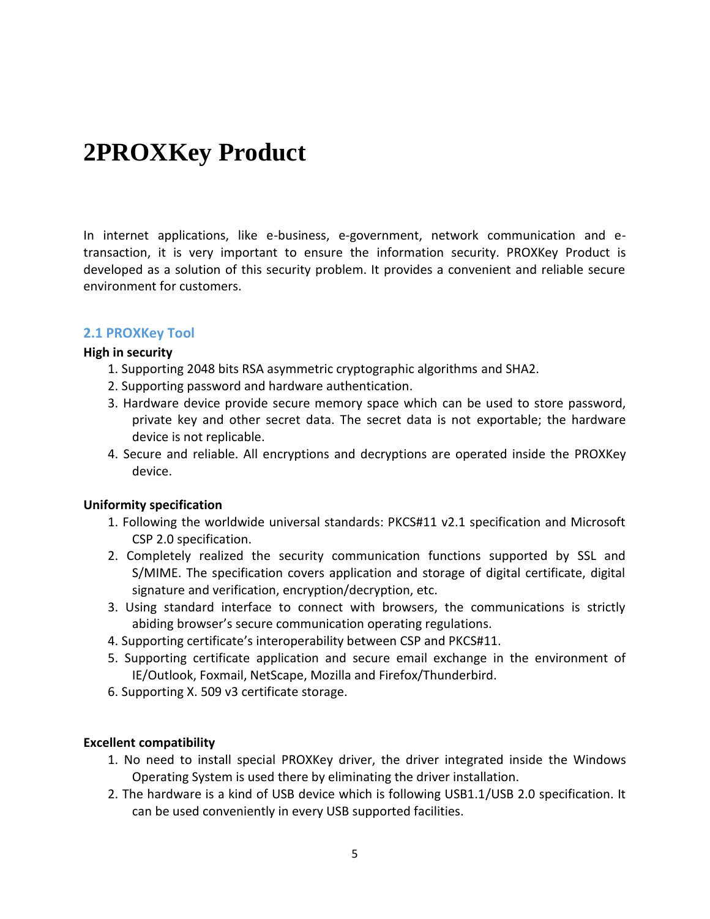# 2PROXKey Product

In internet applications, like e-business, e-government, network communication and e-transaction, it is very important to ensure the information security. PROXKey Product is developed as a solution of this security problem. It provides a convenient and reliable secure environment for customers.

## 2.1 PROXKey Tool

**High in security**

1. Supporting 2048 bits RSA asymmetric cryptographic algorithms and SHA2.
2. Supporting password and hardware authentication.
3. Hardware device provide secure memory space which can be used to store password, private key and other secret data. The secret data is not exportable; the hardware device is not replicable.
4. Secure and reliable. All encryptions and decryptions are operated inside the PROXKey device.

**Uniformity specification**

1. Following the worldwide universal standards: PKCS#11 v2.1 specification and Microsoft CSP 2.0 specification.
2. Completely realized the security communication functions supported by SSL and S/MIME. The specification covers application and storage of digital certificate, digital signature and verification, encryption/decryption, etc.
3. Using standard interface to connect with browsers, the communications is strictly abiding browser's secure communication operating regulations.
4. Supporting certificate's interoperability between CSP and PKCS#11.
5. Supporting certificate application and secure email exchange in the environment of IE/Outlook, Foxmail, NetScape, Mozilla and Firefox/Thunderbird.
6. Supporting X. 509 v3 certificate storage.

**Excellent compatibility**

1. No need to install special PROXKey driver, the driver integrated inside the Windows Operating System is used there by eliminating the driver installation.
2. The hardware is a kind of USB device which is following USB1.1/USB 2.0 specification. It can be used conveniently in every USB supported facilities.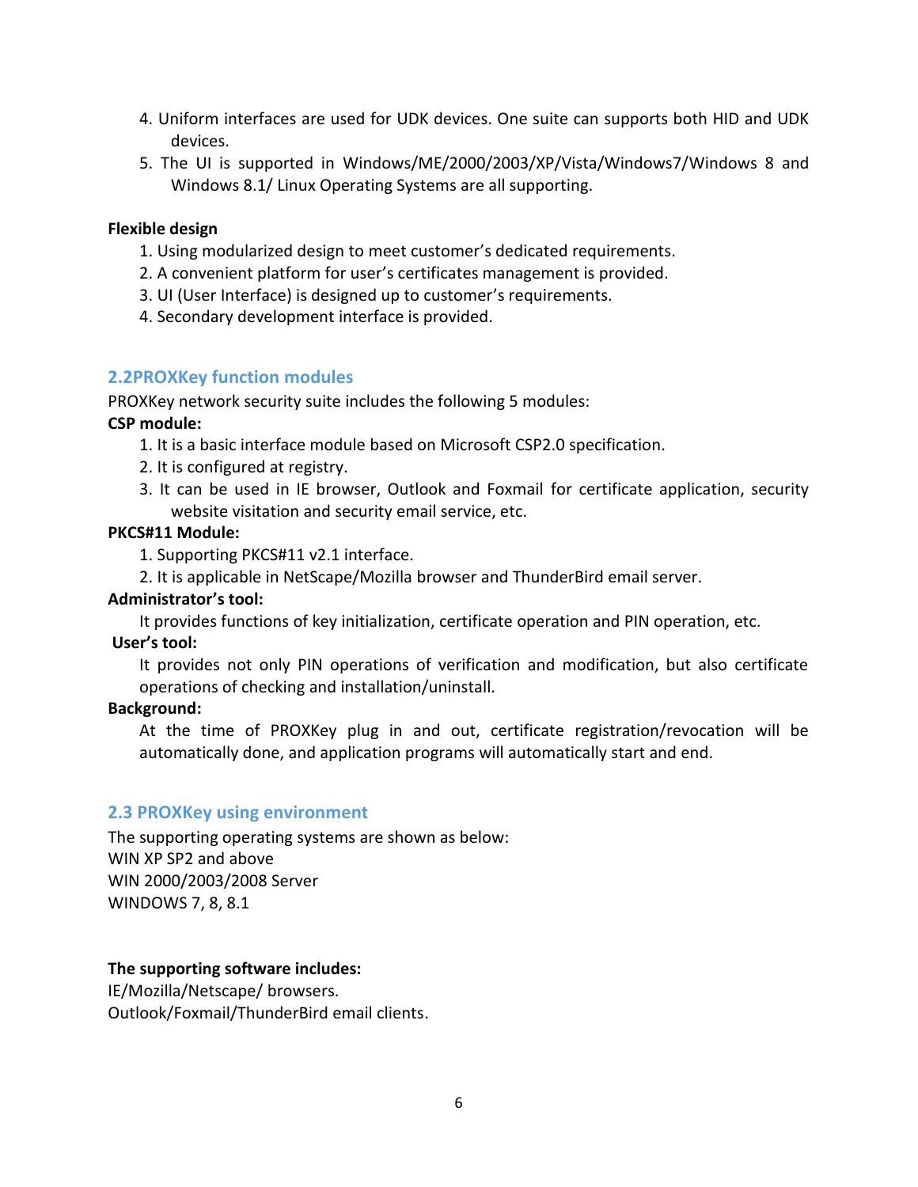4. Uniform interfaces are used for UDK devices. One suite can supports both HID and UDK devices.
5. The UI is supported in Windows/ME/2000/2003/XP/Vista/Windows7/Windows 8 and Windows 8.1/ Linux Operating Systems are all supporting.

**Flexible design**

1. Using modularized design to meet customer's dedicated requirements.
2. A convenient platform for user's certificates management is provided.
3. UI (User Interface) is designed up to customer's requirements.
4. Secondary development interface is provided.

## 2.2PROXKey function modules

PROXKey network security suite includes the following 5 modules:

**CSP module:**

1. It is a basic interface module based on Microsoft CSP2.0 specification.
2. It is configured at registry.
3. It can be used in IE browser, Outlook and Foxmail for certificate application, security website visitation and security email service, etc.

**PKCS#11 Module:**

1. Supporting PKCS#11 v2.1 interface.
2. It is applicable in NetScape/Mozilla browser and ThunderBird email server.

**Administrator's tool:**

It provides functions of key initialization, certificate operation and PIN operation, etc.

**User's tool:**

It provides not only PIN operations of verification and modification, but also certificate operations of checking and installation/uninstall.

**Background:**

At the time of PROXKey plug in and out, certificate registration/revocation will be automatically done, and application programs will automatically start and end.

## 2.3 PROXKey using environment

The supporting operating systems are shown as below:
WIN XP SP2 and above
WIN 2000/2003/2008 Server
WINDOWS 7, 8, 8.1

**The supporting software includes:**

IE/Mozilla/Netscape/ browsers.
Outlook/Foxmail/ThunderBird email clients.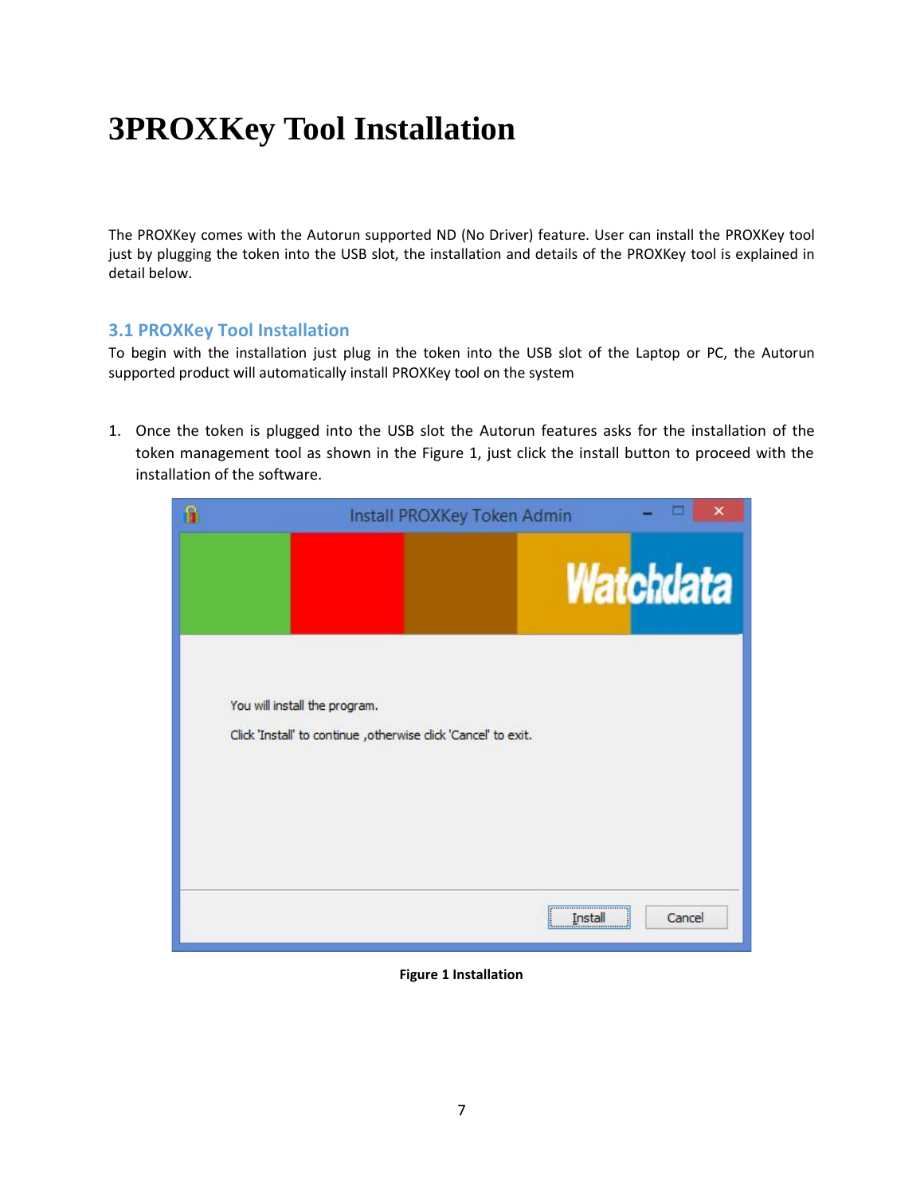# 3PROXKey Tool Installation

The PROXKey comes with the Autorun supported ND (No Driver) feature. User can install the PROXKey tool just by plugging the token into the USB slot, the installation and details of the PROXKey tool is explained in detail below.

## 3.1 PROXKey Tool Installation

To begin with the installation just plug in the token into the USB slot of the Laptop or PC, the Autorun supported product will automatically install PROXKey tool on the system

1. Once the token is plugged into the USB slot the Autorun features asks for the installation of the token management tool as shown in the Figure 1, just click the install button to proceed with the installation of the software.

**Figure 1 Installation**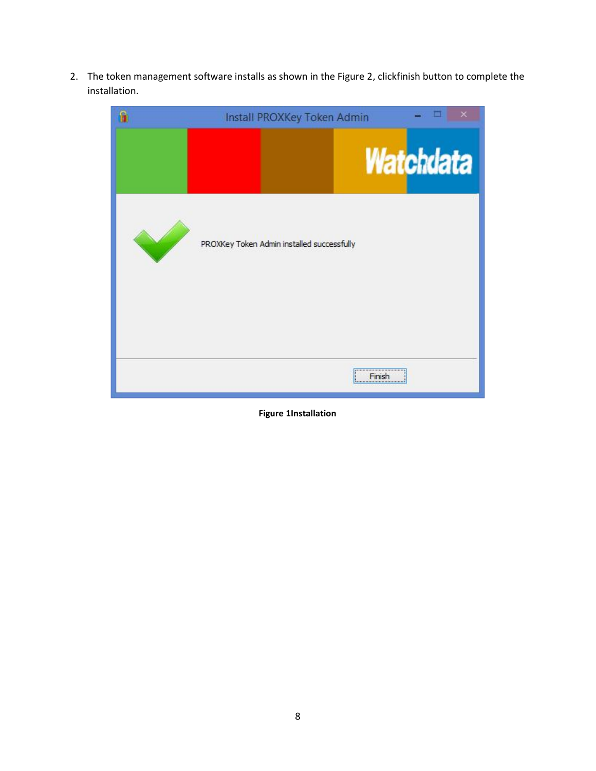2. The token management software installs as shown in the Figure 2, clickfinish button to complete the installation.

**Figure 1Installation**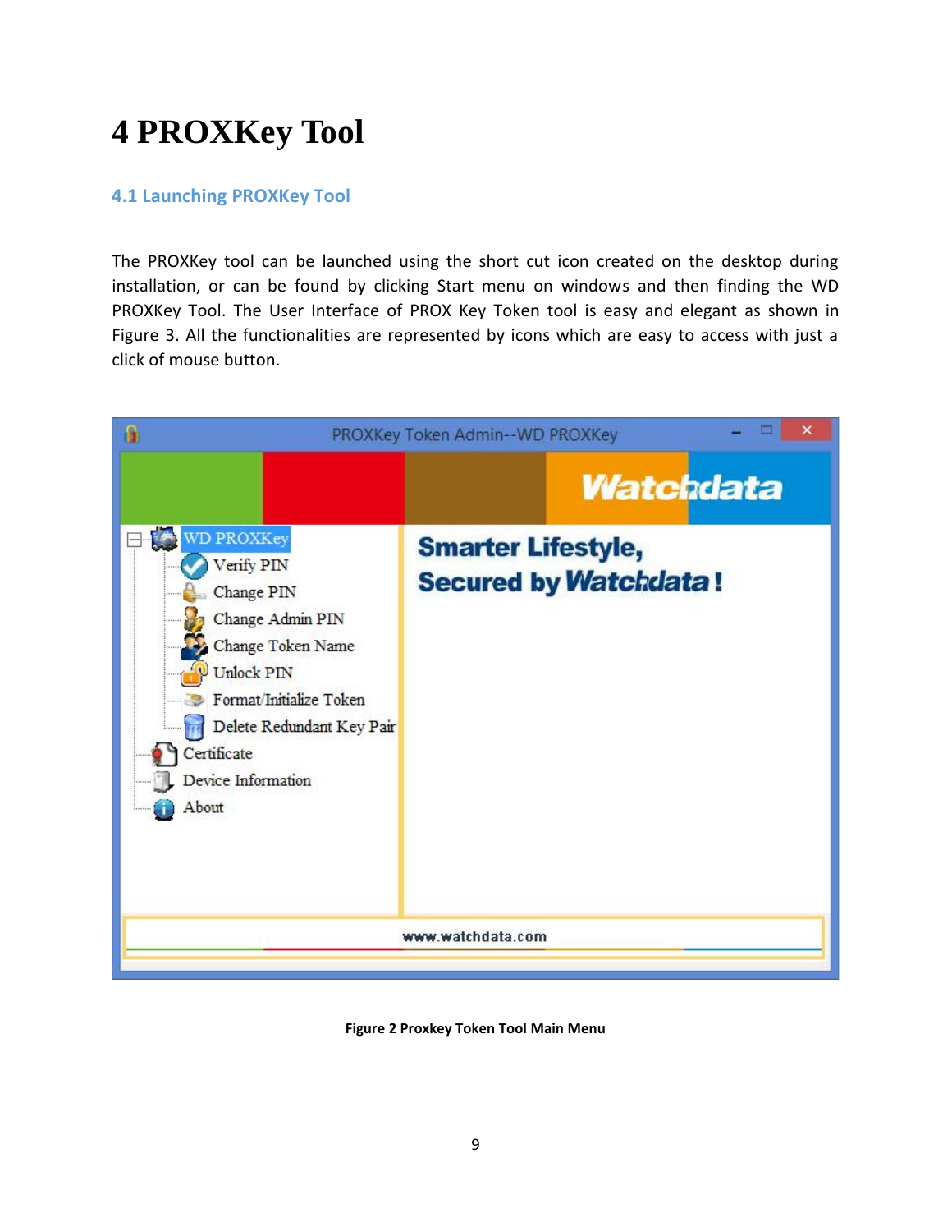# 4 PROXKey Tool

## 4.1 Launching PROXKey Tool

The PROXKey tool can be launched using the short cut icon created on the desktop during installation, or can be found by clicking Start menu on windows and then finding the WD PROXKey Tool. The User Interface of PROX Key Token tool is easy and elegant as shown in Figure 3. All the functionalities are represented by icons which are easy to access with just a click of mouse button.

**Figure 2 Proxkey Token Tool Main Menu**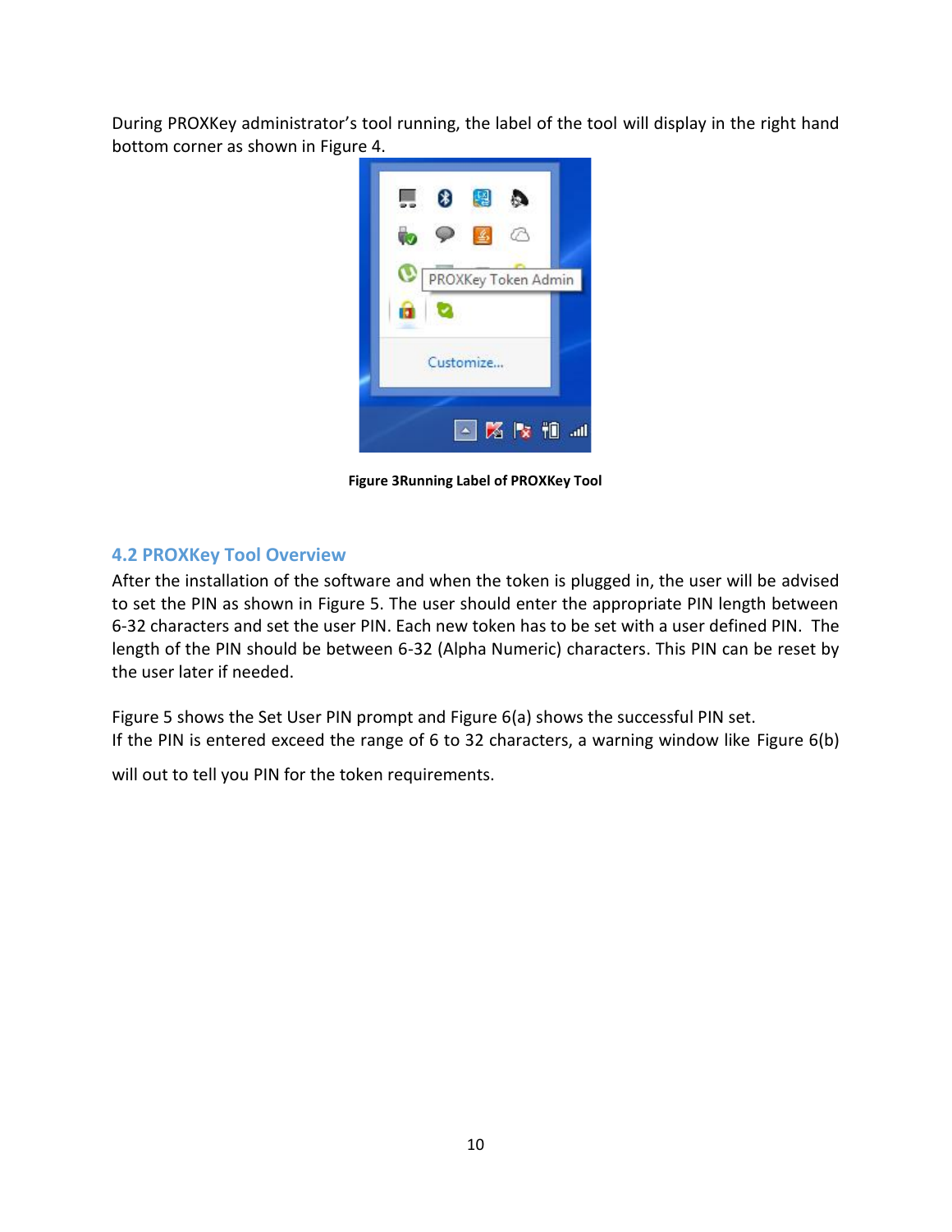During PROXKey administrator's tool running, the label of the tool will display in the right hand bottom corner as shown in Figure 4.

**Figure 3Running Label of PROXKey Tool**

## 4.2 PROXKey Tool Overview

After the installation of the software and when the token is plugged in, the user will be advised to set the PIN as shown in Figure 5. The user should enter the appropriate PIN length between 6-32 characters and set the user PIN. Each new token has to be set with a user defined PIN. The length of the PIN should be between 6-32 (Alpha Numeric) characters. This PIN can be reset by the user later if needed.

Figure 5 shows the Set User PIN prompt and Figure 6(a) shows the successful PIN set.
If the PIN is entered exceed the range of 6 to 32 characters, a warning window like Figure 6(b) will out to tell you PIN for the token requirements.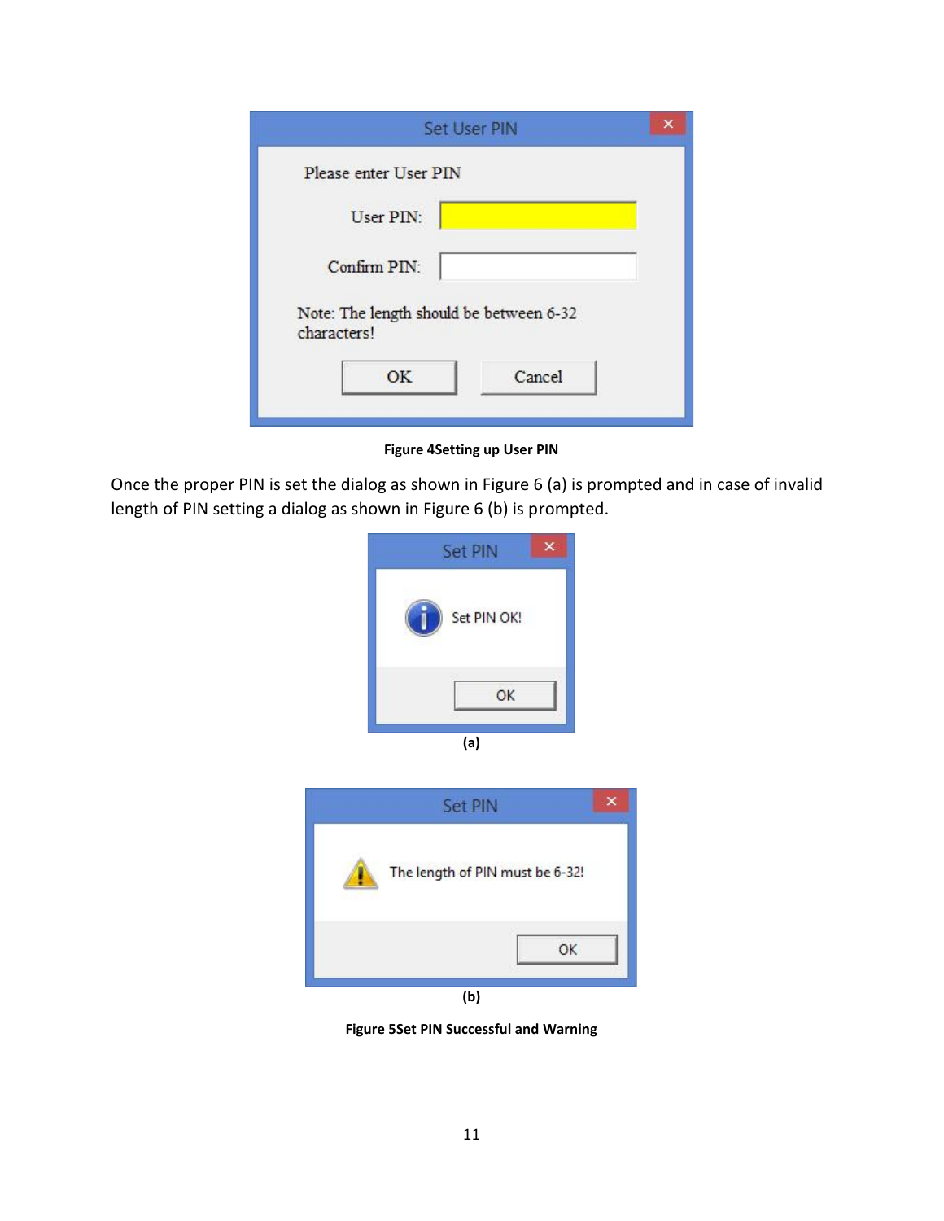Figure 4Setting up User PIN

Once the proper PIN is set the dialog as shown in Figure 6 (a) is prompted and in case of invalid length of PIN setting a dialog as shown in Figure 6 (b) is prompted.

(a)

(b)

Figure 5Set PIN Successful and Warning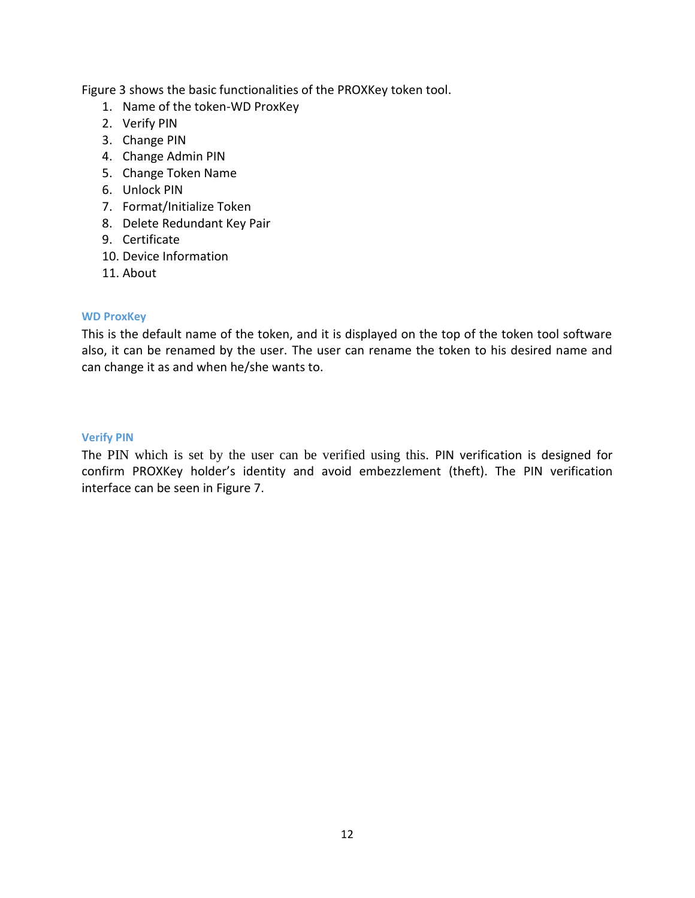Figure 3 shows the basic functionalities of the PROXKey token tool.

1. Name of the token-WD ProxKey
2. Verify PIN
3. Change PIN
4. Change Admin PIN
5. Change Token Name
6. Unlock PIN
7. Format/Initialize Token
8. Delete Redundant Key Pair
9. Certificate
10. Device Information
11. About

### WD ProxKey

This is the default name of the token, and it is displayed on the top of the token tool software also, it can be renamed by the user. The user can rename the token to his desired name and can change it as and when he/she wants to.

### Verify PIN

The PIN which is set by the user can be verified using this. PIN verification is designed for confirm PROXKey holder's identity and avoid embezzlement (theft). The PIN verification interface can be seen in Figure 7.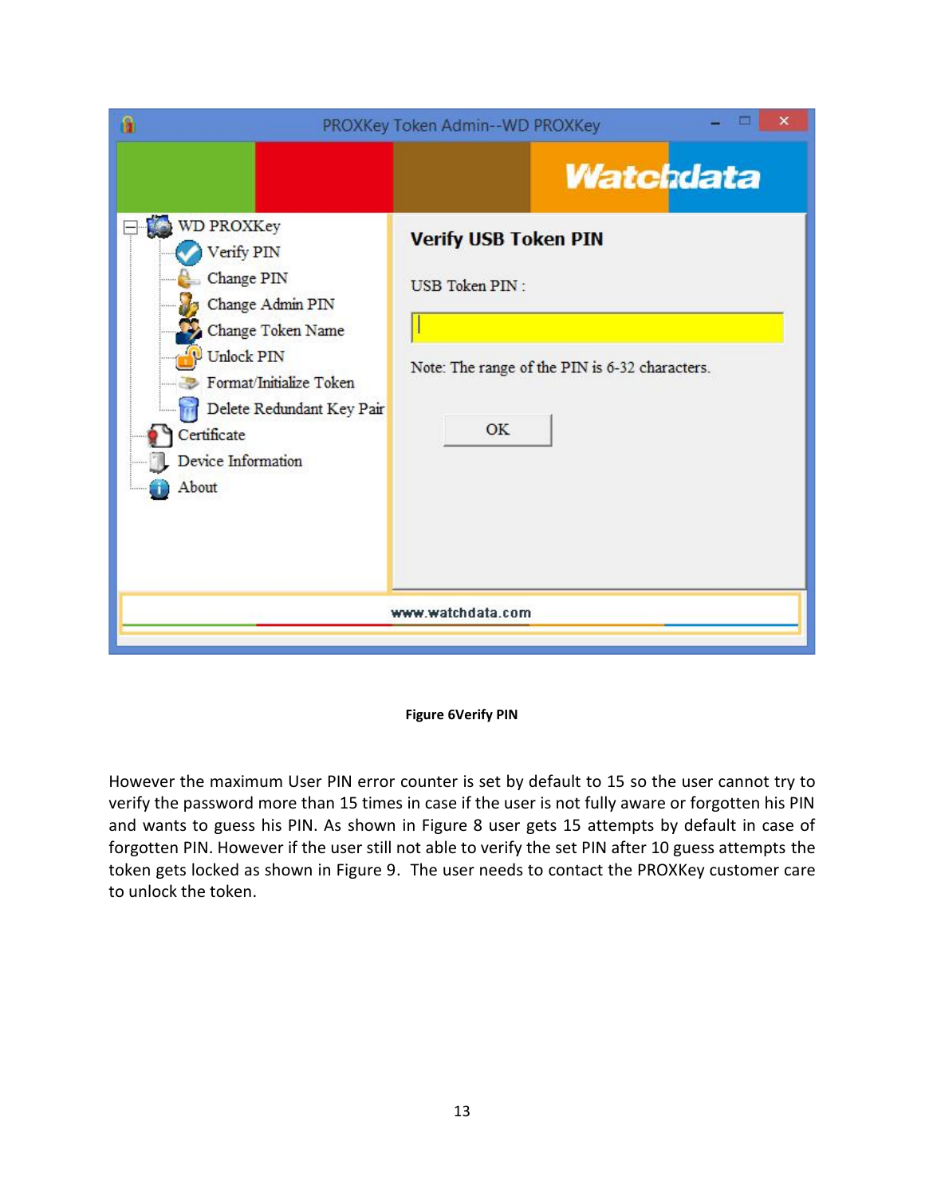Figure 6Verify PIN

However the maximum User PIN error counter is set by default to 15 so the user cannot try to verify the password more than 15 times in case if the user is not fully aware or forgotten his PIN and wants to guess his PIN. As shown in Figure 8 user gets 15 attempts by default in case of forgotten PIN. However if the user still not able to verify the set PIN after 10 guess attempts the token gets locked as shown in Figure 9. The user needs to contact the PROXKey customer care to unlock the token.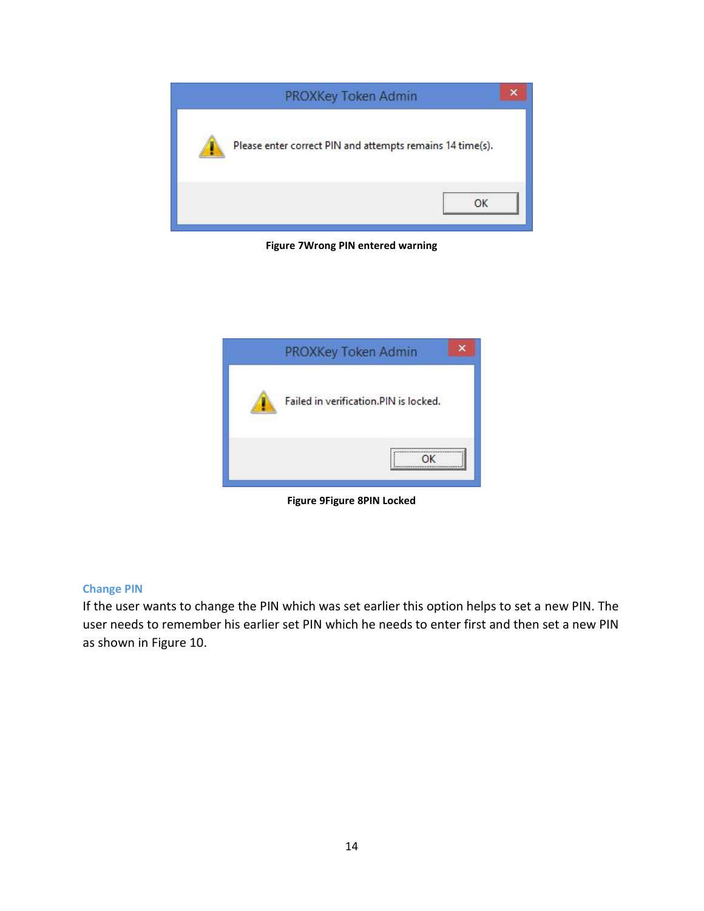**Figure 7Wrong PIN entered warning**

**Figure 9Figure 8PIN Locked**

### Change PIN

If the user wants to change the PIN which was set earlier this option helps to set a new PIN. The user needs to remember his earlier set PIN which he needs to enter first and then set a new PIN as shown in Figure 10.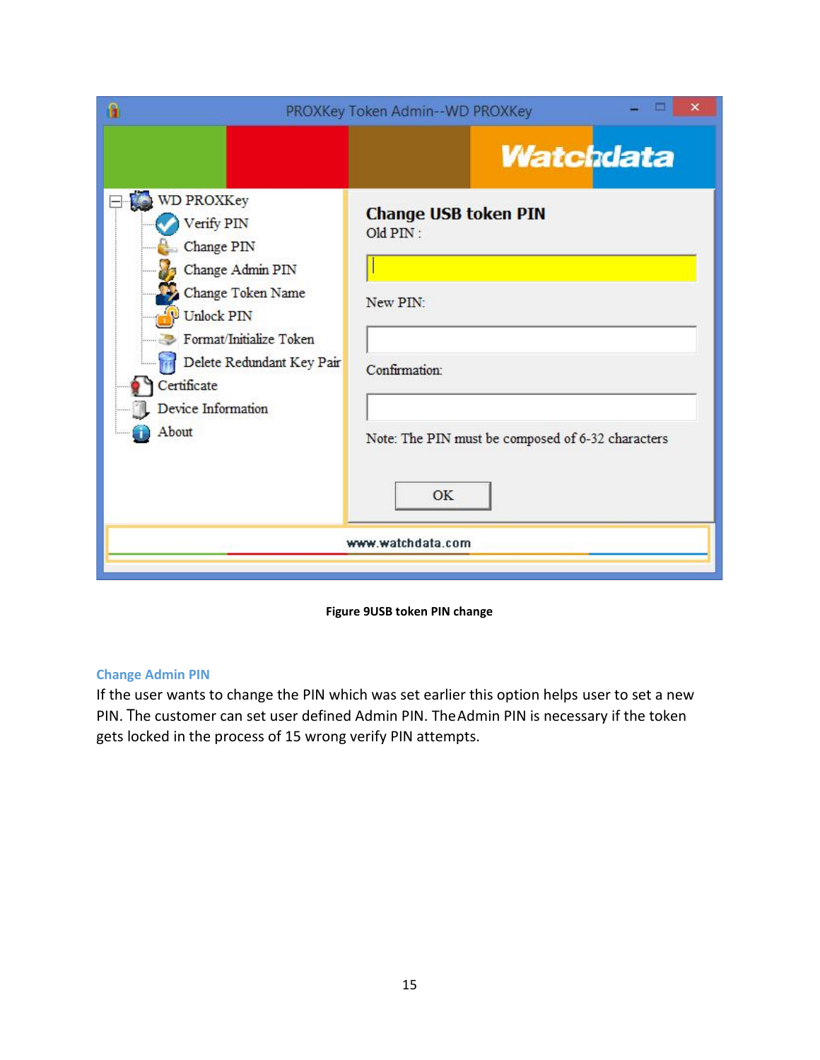Figure 9USB token PIN change

### Change Admin PIN

If the user wants to change the PIN which was set earlier this option helps user to set a new PIN. The customer can set user defined Admin PIN. TheAdmin PIN is necessary if the token gets locked in the process of 15 wrong verify PIN attempts.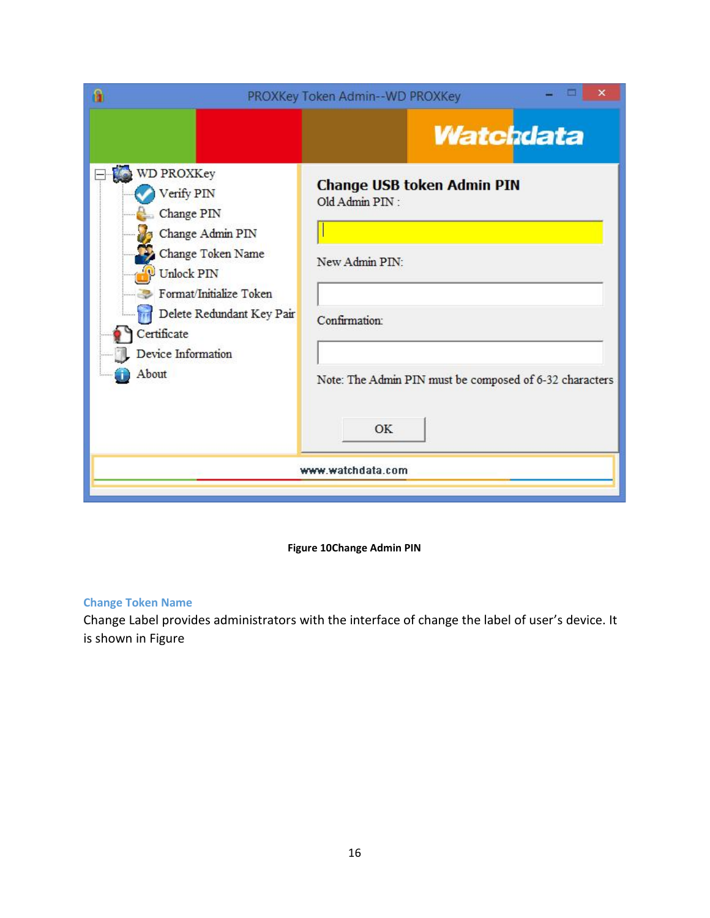Figure 10Change Admin PIN

### Change Token Name

Change Label provides administrators with the interface of change the label of user's device. It is shown in Figure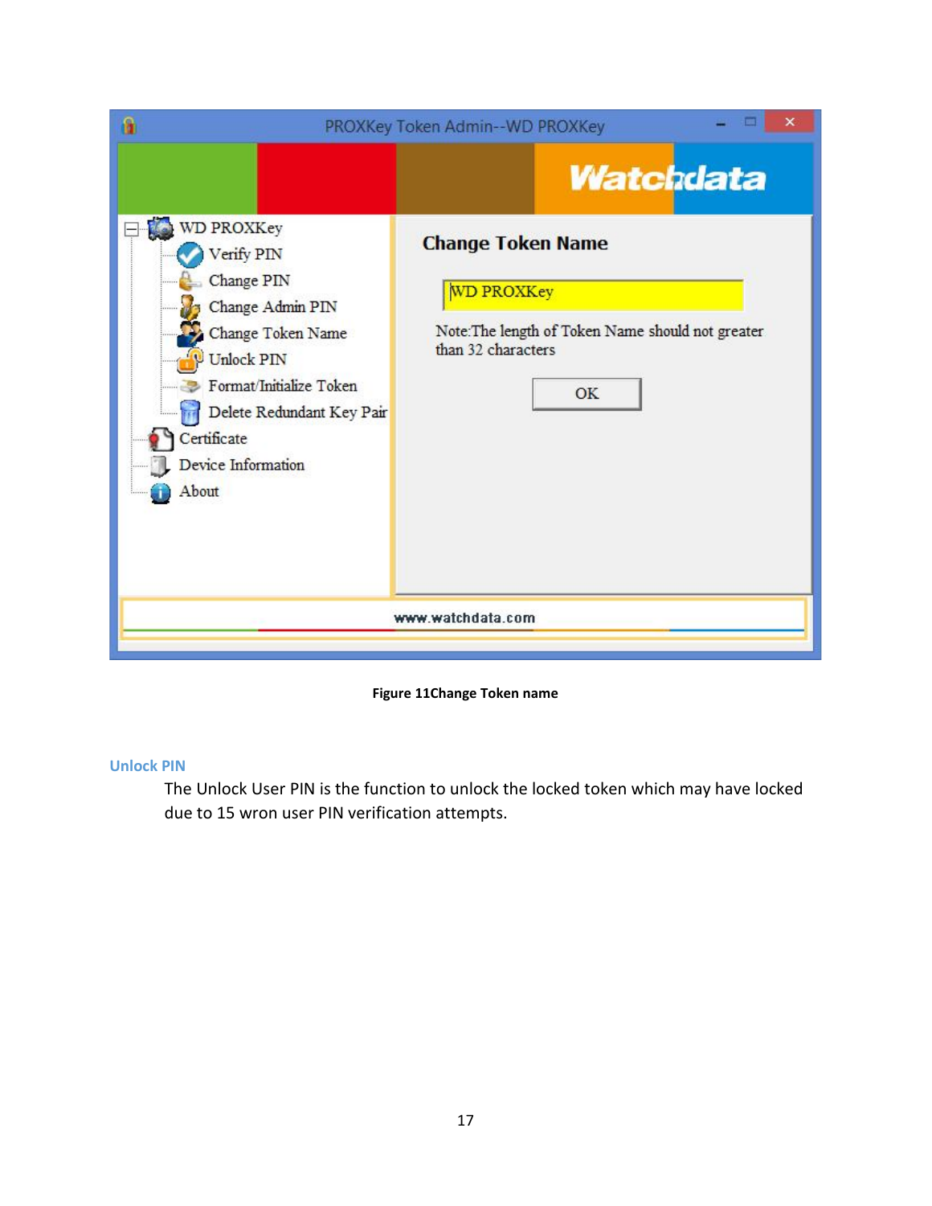Figure 11Change Token name

### Unlock PIN

The Unlock User PIN is the function to unlock the locked token which may have locked due to 15 wron user PIN verification attempts.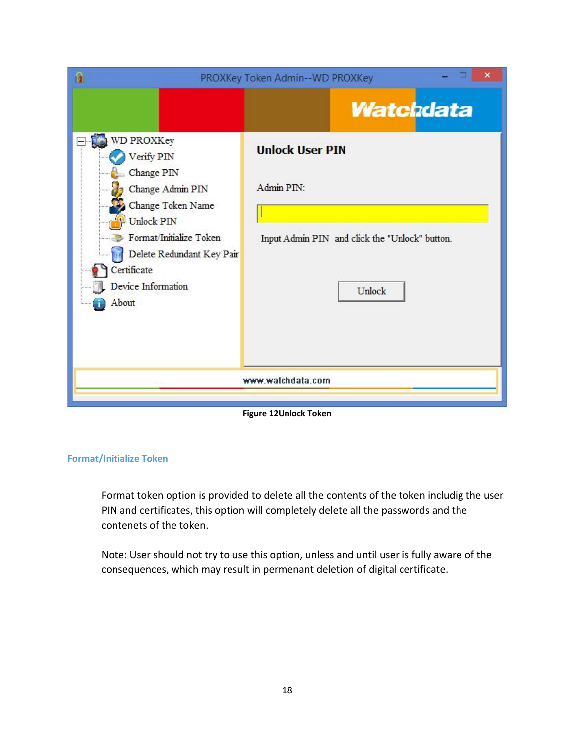Figure 12Unlock Token

## Format/Initialize Token

Format token option is provided to delete all the contents of the token includig the user PIN and certificates, this option will completely delete all the passwords and the contenets of the token.

Note: User should not try to use this option, unless and until user is fully aware of the consequences, which may result in permenant deletion of digital certificate.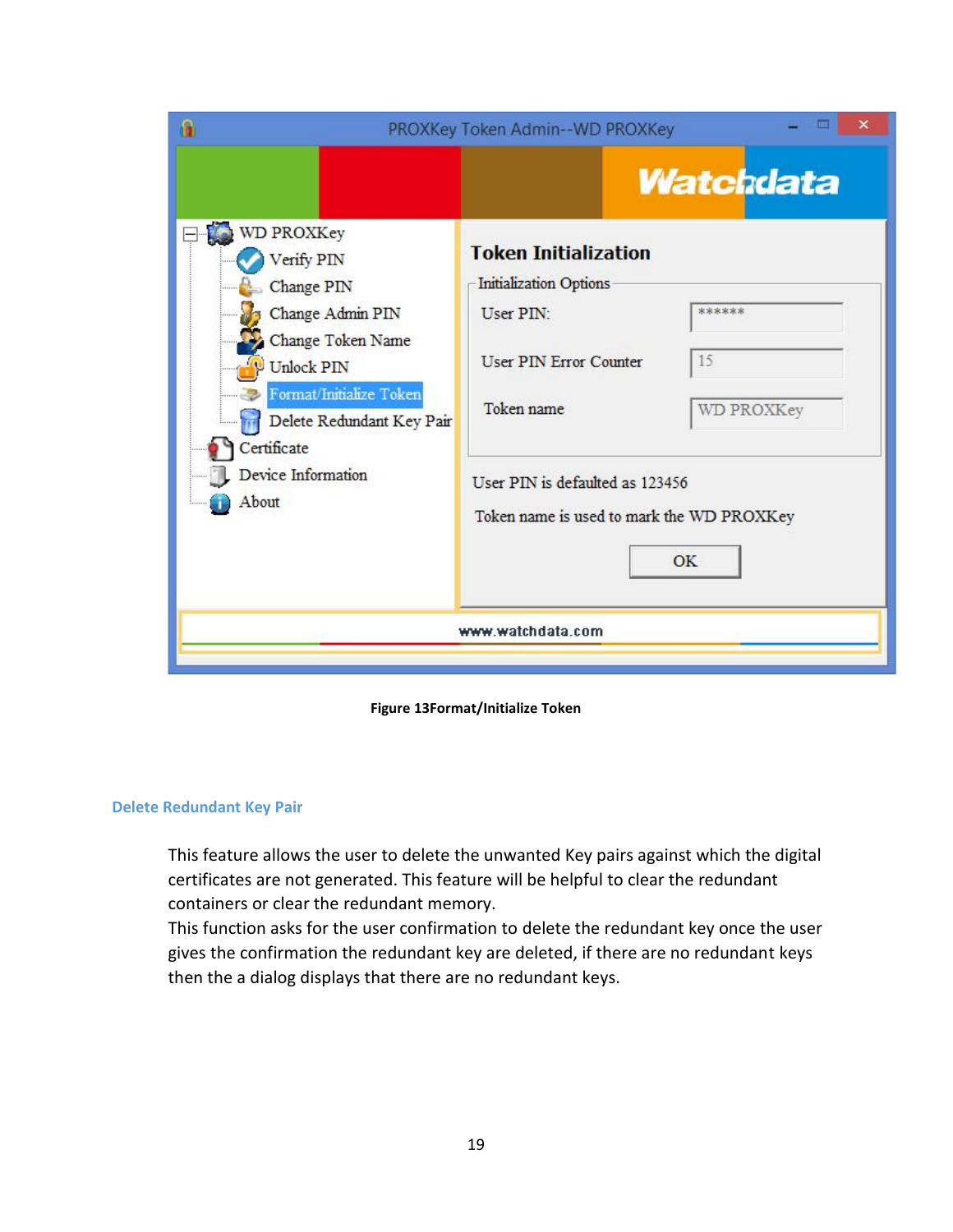Figure 13Format/Initialize Token

### Delete Redundant Key Pair

This feature allows the user to delete the unwanted Key pairs against which the digital certificates are not generated. This feature will be helpful to clear the redundant containers or clear the redundant memory.
This function asks for the user confirmation to delete the redundant key once the user gives the confirmation the redundant key are deleted, if there are no redundant keys then the a dialog displays that there are no redundant keys.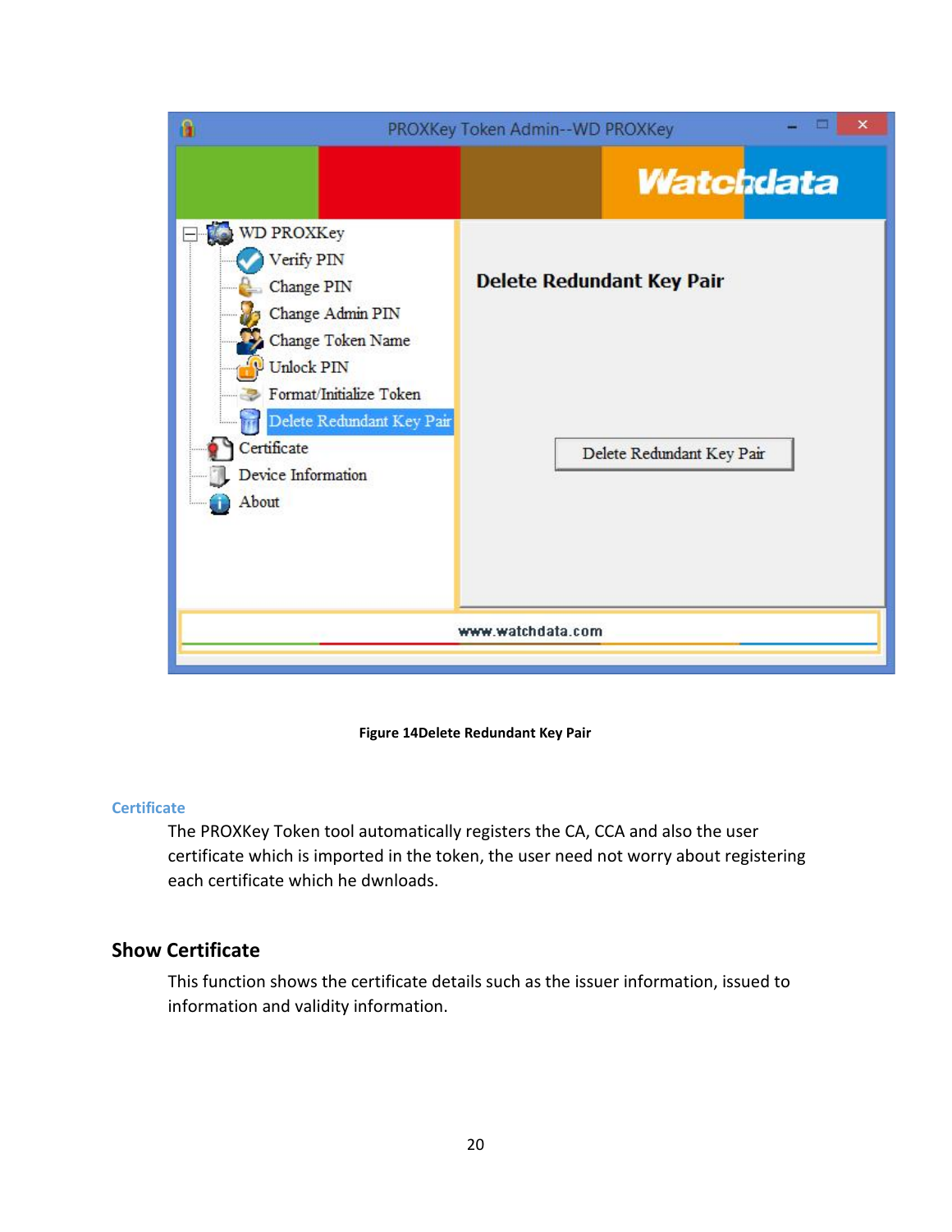Figure 14Delete Redundant Key Pair

### Certificate

The PROXKey Token tool automatically registers the CA, CCA and also the user certificate which is imported in the token, the user need not worry about registering each certificate which he dwnloads.

## Show Certificate

This function shows the certificate details such as the issuer information, issued to information and validity information.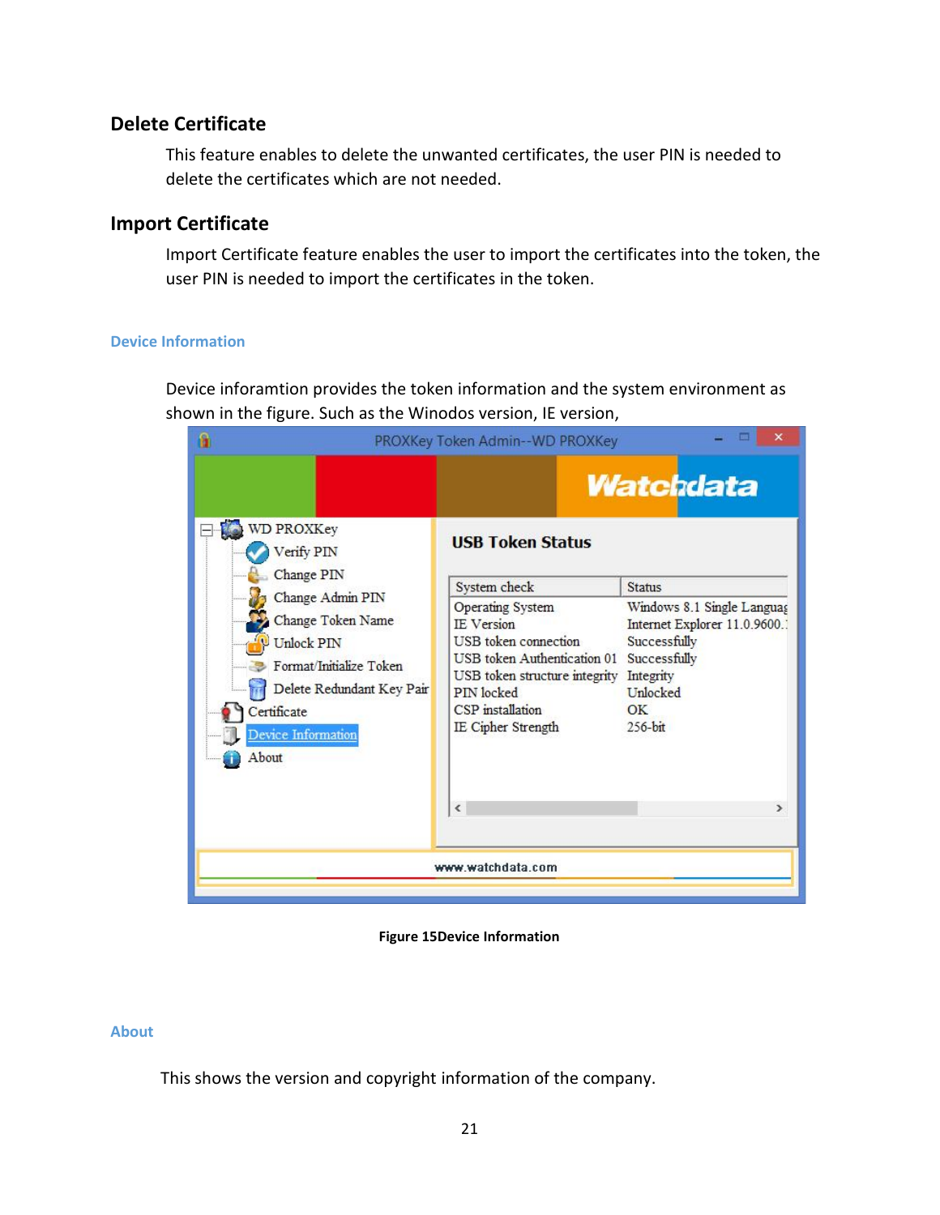## Delete Certificate

This feature enables to delete the unwanted certificates, the user PIN is needed to delete the certificates which are not needed.

## Import Certificate

Import Certificate feature enables the user to import the certificates into the token, the user PIN is needed to import the certificates in the token.

### Device Information

Device inforamtion provides the token information and the system environment as shown in the figure. Such as the Winodos version, IE version,

**Figure 15Device Information**

### About

This shows the version and copyright information of the company.